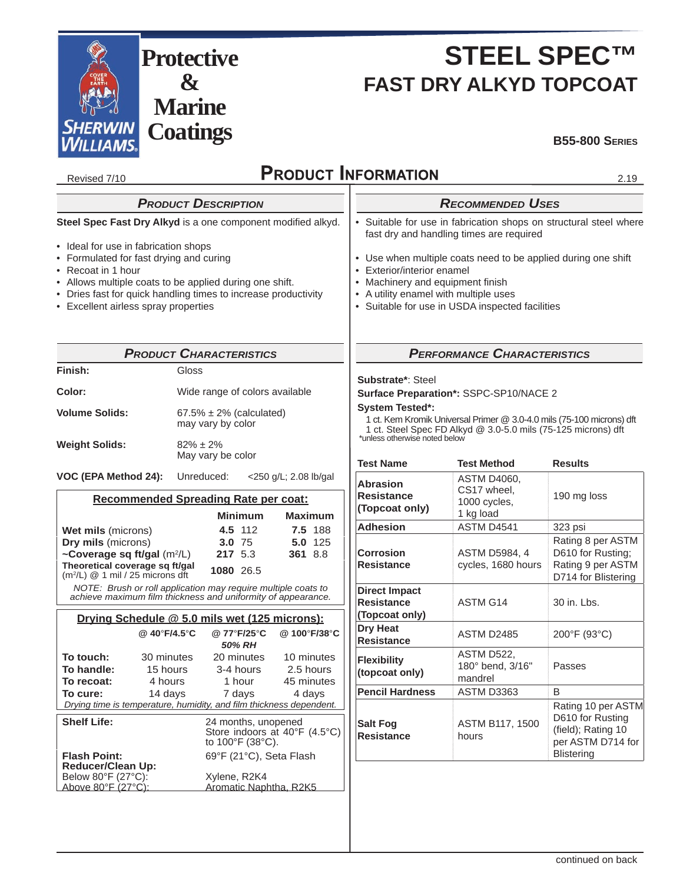# STEEL SPEC™

## FAST DRY ALKYD TOPCOAT

**B55-800 Series**

Protective & Marine Coatings

Revised 7/10

## Product Information

2.19

### Product Description

**Steel Spec Fast Dry Alkyd** is a one component modified alkyd.

- Ideal for use in fabrication shops
- Formulated for fast drying and curing
- Recoat in 1 hour
- Allows multiple coats to be applied during one shift.
- Dries fast for quick handling times to increase productivity
- Excellent airless spray properties

### Product Characteristics

| | |
|---|---|
| **Finish:** | Gloss |
| **Color:** | Wide range of colors available |
| **Volume Solids:** | 67.5% ± 2% (calculated) may vary by color |
| **Weight Solids:** | 82% ± 2% May vary be color |
| **VOC (EPA Method 24):** | Unreduced: <250 g/L; 2.08 lb/gal |

**Recommended Spreading Rate per coat:**

| | Minimum | | Maximum | |
|---|---|---|---|---|
| **Wet mils** (microns) | **4.5** | 112 | **7.5** | 188 |
| **Dry mils** (microns) | **3.0** | 75 | **5.0** | 125 |
| **~Coverage sq ft/gal** ($m^2$/L) | **217** | 5.3 | **361** | 8.8 |
| **Theoretical coverage sq ft/gal** ($m^2$/L) @ 1 mil / 25 microns dft | **1080** | 26.5 | | |

*NOTE: Brush or roll application may require multiple coats to achieve maximum film thickness and uniformity of appearance.*

**Drying Schedule @ 5.0 mils wet (125 microns):**

| | @ 40°F/4.5°C | @ 77°F/25°C *50% RH* | @ 100°F/38°C |
|---|---|---|---|
| **To touch:** | 30 minutes | 20 minutes | 10 minutes |
| **To handle:** | 15 hours | 3-4 hours | 2.5 hours |
| **To recoat:** | 4 hours | 1 hour | 45 minutes |
| **To cure:** | 14 days | 7 days | 4 days |

*Drying time is temperature, humidity, and film thickness dependent.*

| | |
|---|---|
| **Shelf Life:** | 24 months, unopened Store indoors at 40°F (4.5°C) to 100°F (38°C). |
| **Flash Point:** | 69°F (21°C), Seta Flash |
| **Reducer/Clean Up:** | |
| Below 80°F (27°C): | Xylene, R2K4 |
| Above 80°F (27°C): | Aromatic Naphtha, R2K5 |

### Recommended Uses

- Suitable for use in fabrication shops on structural steel where fast dry and handling times are required
- Use when multiple coats need to be applied during one shift
- Exterior/interior enamel
- Machinery and equipment finish
- A utility enamel with multiple uses
- Suitable for use in USDA inspected facilities

### Performance Characteristics

**Substrate***: Steel
**Surface Preparation*:** SSPC-SP10/NACE 2
**System Tested*:**
1 ct. Kem Kromik Universal Primer @ 3.0-4.0 mils (75-100 microns) dft
1 ct. Steel Spec FD Alkyd @ 3.0-5.0 mils (75-125 microns) dft
*unless otherwise noted below

| Test Name | Test Method | Results |
|---|---|---|
| **Abrasion Resistance (Topcoat only)** | ASTM D4060, CS17 wheel, 1000 cycles, 1 kg load | 190 mg loss |
| **Adhesion** | ASTM D4541 | 323 psi |
| **Corrosion Resistance** | ASTM D5984, 4 cycles, 1680 hours | Rating 8 per ASTM D610 for Rusting; Rating 9 per ASTM D714 for Blistering |
| **Direct Impact Resistance (Topcoat only)** | ASTM G14 | 30 in. Lbs. |
| **Dry Heat Resistance** | ASTM D2485 | 200°F (93°C) |
| **Flexibility (topcoat only)** | ASTM D522, 180° bend, 3/16" mandrel | Passes |
| **Pencil Hardness** | ASTM D3363 | B |
| **Salt Fog Resistance** | ASTM B117, 1500 hours | Rating 10 per ASTM D610 for Rusting (field); Rating 10 per ASTM D714 for Blistering |

continued on back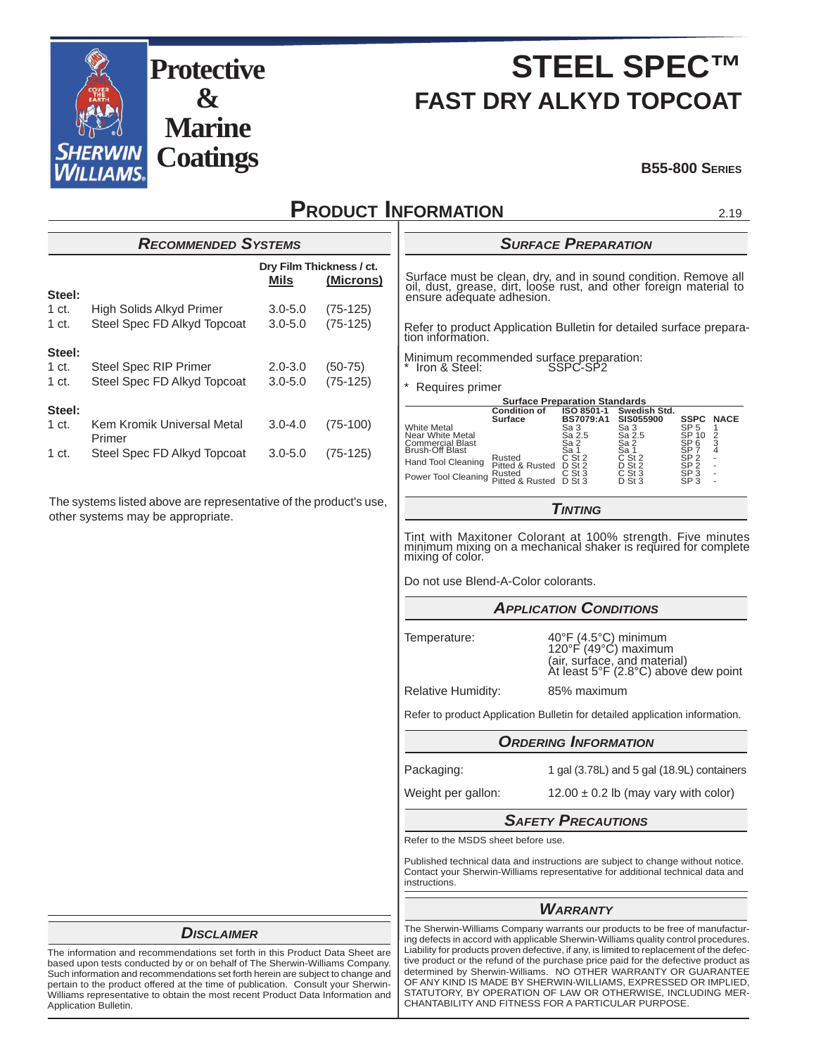# STEEL SPEC™
## FAST DRY ALKYD TOPCOAT

Protective & Marine Coatings

**B55-800 Series**

# Product Information

2.19

## Recommended Systems

| | | Dry Film Thickness / ct. | |
|---|---|---|---|
| | | **Mils** | **(Microns)** |
| **Steel:** | | | |
| 1 ct. | High Solids Alkyd Primer | 3.0-5.0 | (75-125) |
| 1 ct. | Steel Spec FD Alkyd Topcoat | 3.0-5.0 | (75-125) |
| **Steel:** | | | |
| 1 ct. | Steel Spec RIP Primer | 2.0-3.0 | (50-75) |
| 1 ct. | Steel Spec FD Alkyd Topcoat | 3.0-5.0 | (75-125) |
| **Steel:** | | | |
| 1 ct. | Kem Kromik Universal Metal Primer | 3.0-4.0 | (75-100) |
| 1 ct. | Steel Spec FD Alkyd Topcoat | 3.0-5.0 | (75-125) |

The systems listed above are representative of the product's use, other systems may be appropriate.

## Disclaimer

The information and recommendations set forth in this Product Data Sheet are based upon tests conducted by or on behalf of The Sherwin-Williams Company. Such information and recommendations set forth herein are subject to change and pertain to the product offered at the time of publication. Consult your Sherwin-Williams representative to obtain the most recent Product Data Information and Application Bulletin.

## Surface Preparation

Surface must be clean, dry, and in sound condition. Remove all oil, dust, grease, dirt, loose rust, and other foreign material to ensure adequate adhesion.

Refer to product Application Bulletin for detailed surface preparation information.

Minimum recommended surface preparation:
* Iron & Steel: SSPC-SP2

\* Requires primer

**Surface Preparation Standards**

| | Condition of Surface | ISO 8501-1 BS7079:A1 | Swedish Std. SIS055900 | SSPC | NACE |
|---|---|---|---|---|---|
| White Metal | | Sa 3 | Sa 3 | SP 5 | 1 |
| Near White Metal | | Sa 2.5 | Sa 2.5 | SP 10 | 2 |
| Commercial Blast | | Sa 2 | Sa 2 | SP 6 | 3 |
| Brush-Off Blast | | Sa 1 | Sa 1 | SP 7 | 4 |
| Hand Tool Cleaning | Rusted | C St 2 | C St 2 | SP 2 | - |
| | Pitted & Rusted | D St 2 | D St 2 | SP 2 | - |
| Power Tool Cleaning | Rusted | C St 3 | C St 3 | SP 3 | - |
| | Pitted & Rusted | D St 3 | D St 3 | SP 3 | - |

## Tinting

Tint with Maxitoner Colorant at 100% strength. Five minutes minimum mixing on a mechanical shaker is required for complete mixing of color.

Do not use Blend-A-Color colorants.

## Application Conditions

Temperature:
40°F (4.5°C) minimum
120°F (49°C) maximum
(air, surface, and material)
At least 5°F (2.8°C) above dew point

Relative Humidity: 85% maximum

Refer to product Application Bulletin for detailed application information.

## Ordering Information

Packaging: 1 gal (3.78L) and 5 gal (18.9L) containers

Weight per gallon: 12.00 ± 0.2 lb (may vary with color)

## Safety Precautions

Refer to the MSDS sheet before use.

Published technical data and instructions are subject to change without notice. Contact your Sherwin-Williams representative for additional technical data and instructions.

## Warranty

The Sherwin-Williams Company warrants our products to be free of manufacturing defects in accord with applicable Sherwin-Williams quality control procedures. Liability for products proven defective, if any, is limited to replacement of the defective product or the refund of the purchase price paid for the defective product as determined by Sherwin-Williams. NO OTHER WARRANTY OR GUARANTEE OF ANY KIND IS MADE BY SHERWIN-WILLIAMS, EXPRESSED OR IMPLIED, STATUTORY, BY OPERATION OF LAW OR OTHERWISE, INCLUDING MERCHANTABILITY AND FITNESS FOR A PARTICULAR PURPOSE.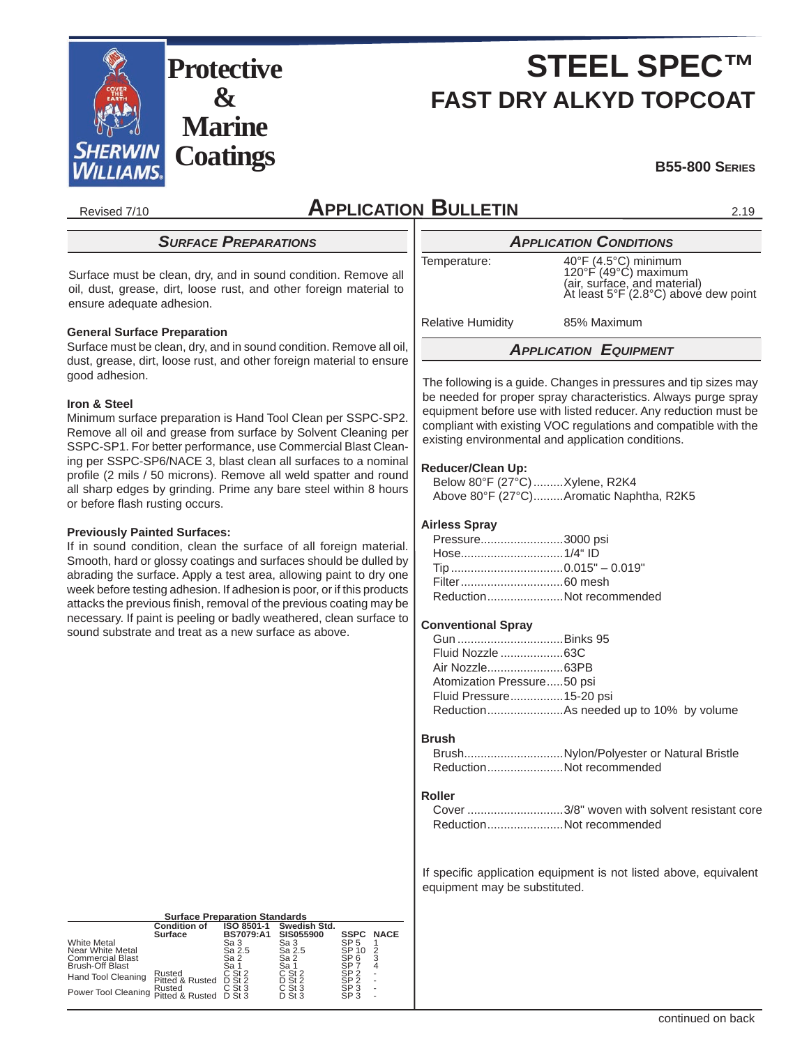# Protective & Marine Coatings

# STEEL SPEC™
## FAST DRY ALKYD TOPCOAT

**B55-800 Series**

Revised 7/10

# Application Bulletin

2.19

## *Surface Preparations*

Surface must be clean, dry, and in sound condition. Remove all oil, dust, grease, dirt, loose rust, and other foreign material to ensure adequate adhesion.

**General Surface Preparation**
Surface must be clean, dry, and in sound condition. Remove all oil, dust, grease, dirt, loose rust, and other foreign material to ensure good adhesion.

**Iron & Steel**
Minimum surface preparation is Hand Tool Clean per SSPC-SP2. Remove all oil and grease from surface by Solvent Cleaning per SSPC-SP1. For better performance, use Commercial Blast Cleaning per SSPC-SP6/NACE 3, blast clean all surfaces to a nominal profile (2 mils / 50 microns). Remove all weld spatter and round all sharp edges by grinding. Prime any bare steel within 8 hours or before flash rusting occurs.

**Previously Painted Surfaces:**
If in sound condition, clean the surface of all foreign material. Smooth, hard or glossy coatings and surfaces should be dulled by abrading the surface. Apply a test area, allowing paint to dry one week before testing adhesion. If adhesion is poor, or if this products attacks the previous finish, removal of the previous coating may be necessary. If paint is peeling or badly weathered, clean surface to sound substrate and treat as a new surface as above.

**Surface Preparation Standards**

| | Condition of Surface | ISO 8501-1 BS7079:A1 | Swedish Std. SIS055900 | SSPC | NACE |
|---|---|---|---|---|---|
| White Metal | | Sa 3 | Sa 3 | SP 5 | 1 |
| Near White Metal | | Sa 2.5 | Sa 2.5 | SP 10 | 2 |
| Commercial Blast | | Sa 2 | Sa 2 | SP 6 | 3 |
| Brush-Off Blast | | Sa 1 | Sa 1 | SP 7 | 4 |
| Hand Tool Cleaning | Rusted | C St 2 | C St 2 | SP 2 | - |
| | Pitted & Rusted | D St 2 | D St 2 | SP 2 | - |
| Power Tool Cleaning | Rusted | C St 3 | C St 3 | SP 3 | - |
| | Pitted & Rusted | D St 3 | D St 3 | SP 3 | - |

## *Application Conditions*

| | |
|---|---|
| Temperature: | 40°F (4.5°C) minimum<br>120°F (49°C) maximum<br>(air, surface, and material)<br>At least 5°F (2.8°C) above dew point |
| Relative Humidity | 85% Maximum |

## *Application Equipment*

The following is a guide. Changes in pressures and tip sizes may be needed for proper spray characteristics. Always purge spray equipment before use with listed reducer. Any reduction must be compliant with existing VOC regulations and compatible with the existing environmental and application conditions.

**Reducer/Clean Up:**
- Below 80°F (27°C).........Xylene, R2K4
- Above 80°F (27°C).........Aromatic Naphtha, R2K5

**Airless Spray**
- Pressure.........................3000 psi
- Hose...............................1/4" ID
- Tip..................................0.015" – 0.019"
- Filter...............................60 mesh
- Reduction.......................Not recommended

**Conventional Spray**
- Gun................................Binks 95
- Fluid Nozzle...................63C
- Air Nozzle.......................63PB
- Atomization Pressure.....50 psi
- Fluid Pressure................15-20 psi
- Reduction.......................As needed up to 10% by volume

**Brush**
- Brush..............................Nylon/Polyester or Natural Bristle
- Reduction.......................Not recommended

**Roller**
- Cover.............................3/8" woven with solvent resistant core
- Reduction.......................Not recommended

If specific application equipment is not listed above, equivalent equipment may be substituted.

continued on back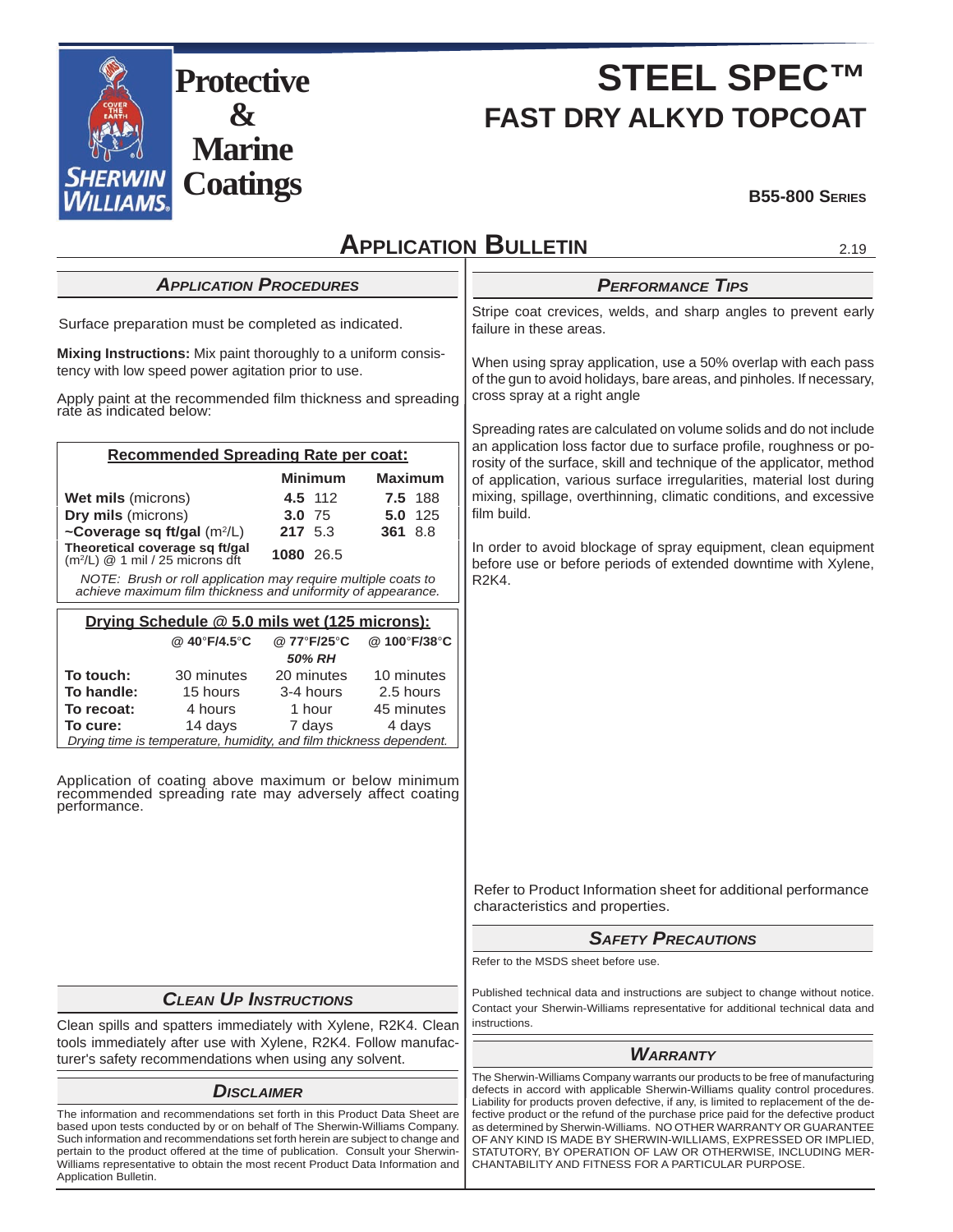# STEEL SPEC™
## FAST DRY ALKYD TOPCOAT

**B55-800 Series**

Protective & Marine Coatings

## Application Bulletin

2.19

### *Application Procedures*

Surface preparation must be completed as indicated.

**Mixing Instructions:** Mix paint thoroughly to a uniform consistency with low speed power agitation prior to use.

Apply paint at the recommended film thickness and spreading rate as indicated below:

**Recommended Spreading Rate per coat:**

| | Minimum | Maximum |
|---|---|---|
| **Wet mils** (microns) | **4.5** 112 | **7.5** 188 |
| **Dry mils** (microns) | **3.0** 75 | **5.0** 125 |
| **~Coverage sq ft/gal** ($m^2/L$) | **217** 5.3 | **361** 8.8 |
| **Theoretical coverage sq ft/gal** ($m^2/L$) @ 1 mil / 25 microns dft | **1080** 26.5 | |

*NOTE: Brush or roll application may require multiple coats to achieve maximum film thickness and uniformity of appearance.*

**Drying Schedule @ 5.0 mils wet (125 microns):**

| | @ 40°F/4.5°C | @ 77°F/25°C *50% RH* | @ 100°F/38°C |
|---|---|---|---|
| **To touch:** | 30 minutes | 20 minutes | 10 minutes |
| **To handle:** | 15 hours | 3-4 hours | 2.5 hours |
| **To recoat:** | 4 hours | 1 hour | 45 minutes |
| **To cure:** | 14 days | 7 days | 4 days |

*Drying time is temperature, humidity, and film thickness dependent.*

Application of coating above maximum or below minimum recommended spreading rate may adversely affect coating performance.

### *Clean Up Instructions*

Clean spills and spatters immediately with Xylene, R2K4. Clean tools immediately after use with Xylene, R2K4. Follow manufacturer's safety recommendations when using any solvent.

### *Disclaimer*

The information and recommendations set forth in this Product Data Sheet are based upon tests conducted by or on behalf of The Sherwin-Williams Company. Such information and recommendations set forth herein are subject to change and pertain to the product offered at the time of publication. Consult your Sherwin-Williams representative to obtain the most recent Product Data Information and Application Bulletin.

### *Performance Tips*

Stripe coat crevices, welds, and sharp angles to prevent early failure in these areas.

When using spray application, use a 50% overlap with each pass of the gun to avoid holidays, bare areas, and pinholes. If necessary, cross spray at a right angle

Spreading rates are calculated on volume solids and do not include an application loss factor due to surface profile, roughness or porosity of the surface, skill and technique of the applicator, method of application, various surface irregularities, material lost during mixing, spillage, overthinning, climatic conditions, and excessive film build.

In order to avoid blockage of spray equipment, clean equipment before use or before periods of extended downtime with Xylene, R2K4.

Refer to Product Information sheet for additional performance characteristics and properties.

### *Safety Precautions*

Refer to the MSDS sheet before use.

Published technical data and instructions are subject to change without notice. Contact your Sherwin-Williams representative for additional technical data and instructions.

### *Warranty*

The Sherwin-Williams Company warrants our products to be free of manufacturing defects in accord with applicable Sherwin-Williams quality control procedures. Liability for products proven defective, if any, is limited to replacement of the defective product or the refund of the purchase price paid for the defective product as determined by Sherwin-Williams. NO OTHER WARRANTY OR GUARANTEE OF ANY KIND IS MADE BY SHERWIN-WILLIAMS, EXPRESSED OR IMPLIED, STATUTORY, BY OPERATION OF LAW OR OTHERWISE, INCLUDING MERCHANTABILITY AND FITNESS FOR A PARTICULAR PURPOSE.